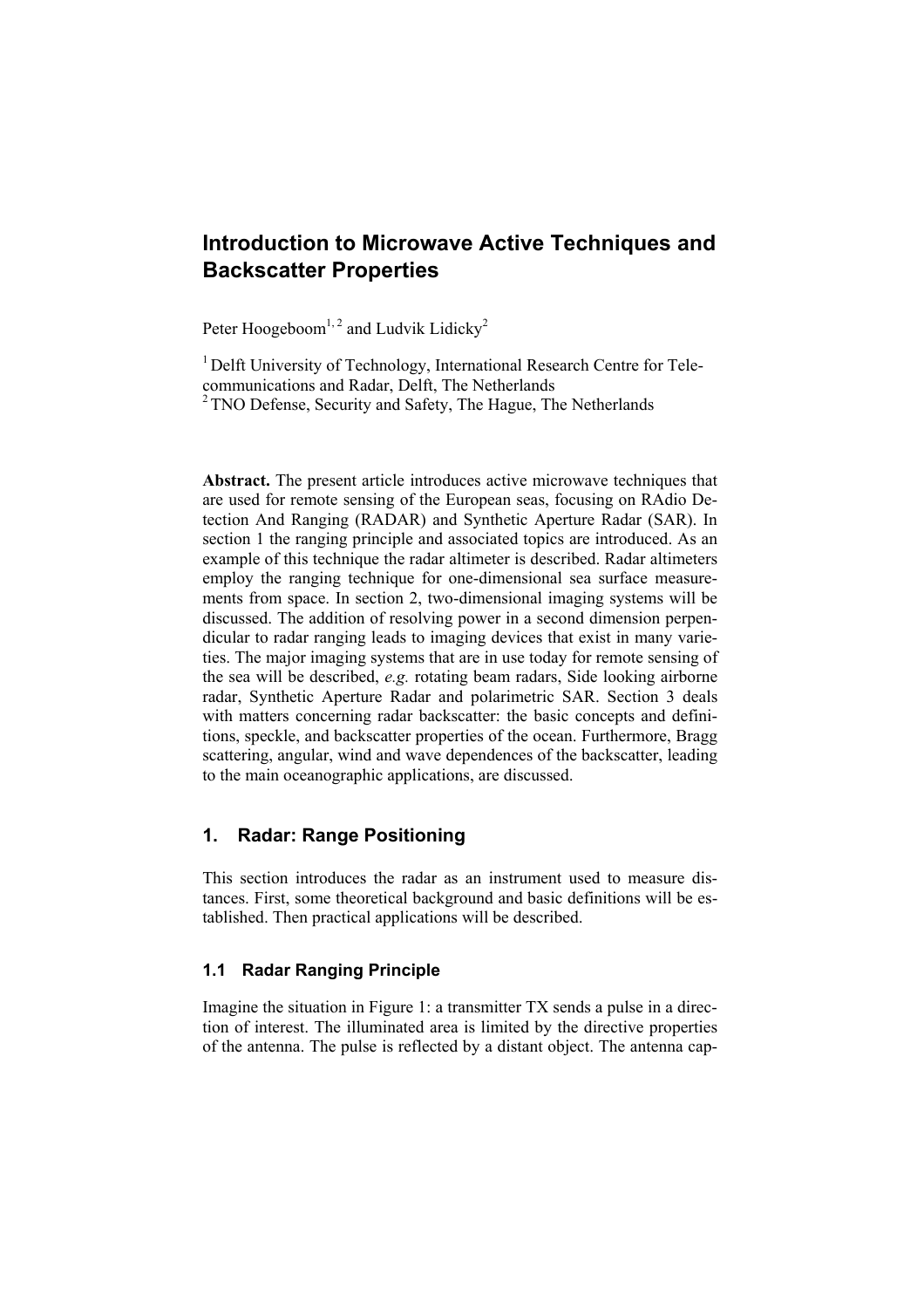# Introduction to Microwave Active Techniques and Backscatter Properties

Peter Hoogeboom[1,2] and Ludvik Lidicky[2]

[1] Delft University of Technology, International Research Centre for Telecommunications and Radar, Delft, The Netherlands
[2] TNO Defense, Security and Safety, The Hague, The Netherlands

**Abstract.** The present article introduces active microwave techniques that are used for remote sensing of the European seas, focusing on RAdio Detection And Ranging (RADAR) and Synthetic Aperture Radar (SAR). In section 1 the ranging principle and associated topics are introduced. As an example of this technique the radar altimeter is described. Radar altimeters employ the ranging technique for one-dimensional sea surface measurements from space. In section 2, two-dimensional imaging systems will be discussed. The addition of resolving power in a second dimension perpendicular to radar ranging leads to imaging devices that exist in many varieties. The major imaging systems that are in use today for remote sensing of the sea will be described, *e.g.* rotating beam radars, Side looking airborne radar, Synthetic Aperture Radar and polarimetric SAR. Section 3 deals with matters concerning radar backscatter: the basic concepts and definitions, speckle, and backscatter properties of the ocean. Furthermore, Bragg scattering, angular, wind and wave dependences of the backscatter, leading to the main oceanographic applications, are discussed.

## 1. Radar: Range Positioning

This section introduces the radar as an instrument used to measure distances. First, some theoretical background and basic definitions will be established. Then practical applications will be described.

### 1.1 Radar Ranging Principle

Imagine the situation in Figure 1: a transmitter TX sends a pulse in a direction of interest. The illuminated area is limited by the directive properties of the antenna. The pulse is reflected by a distant object. The antenna cap-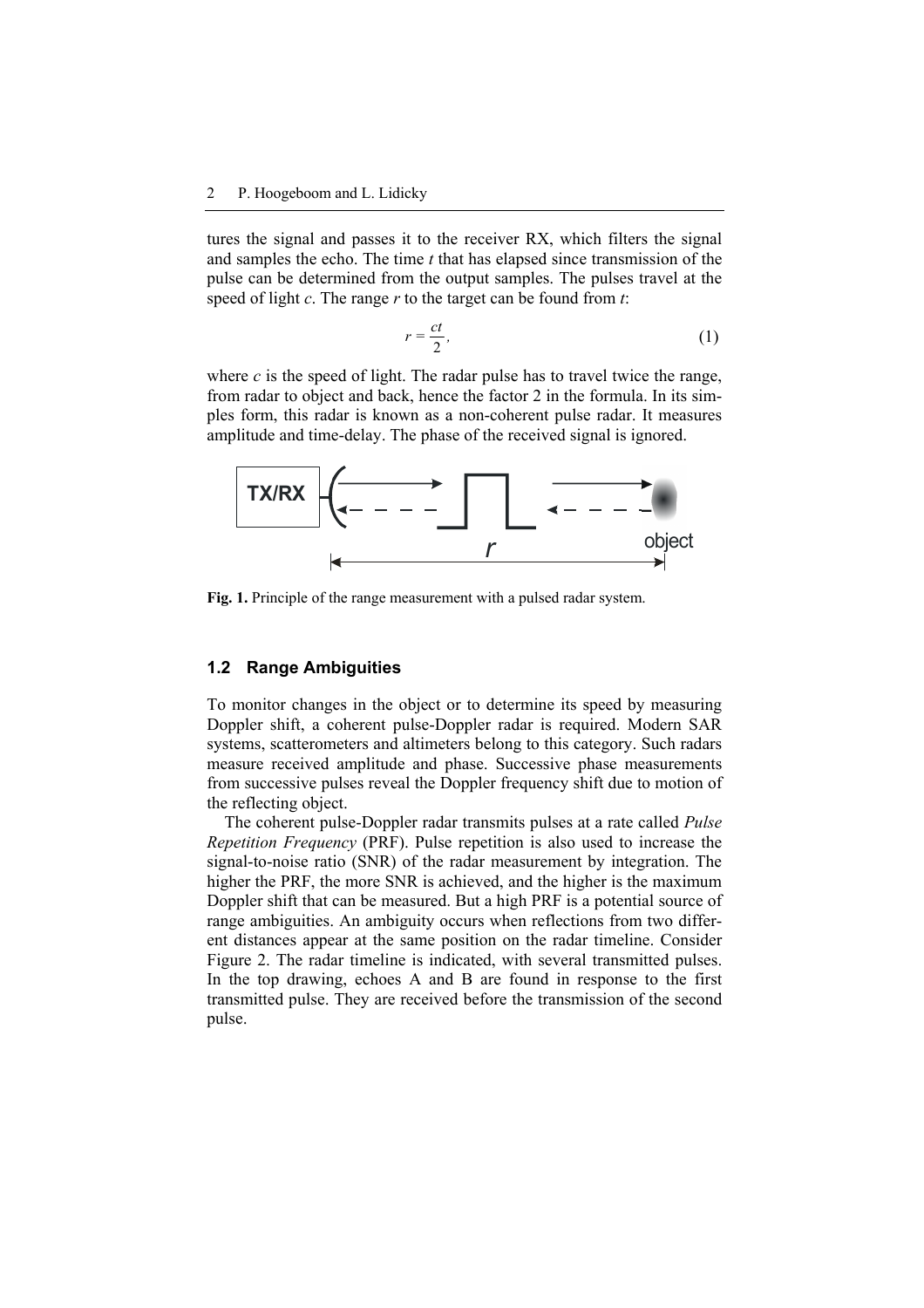tures the signal and passes it to the receiver RX, which filters the signal and samples the echo. The time $t$ that has elapsed since transmission of the pulse can be determined from the output samples. The pulses travel at the speed of light $c$. The range $r$ to the target can be found from $t$:

$$r = \frac{ct}{2}, \tag{1}$$

where $c$ is the speed of light. The radar pulse has to travel twice the range, from radar to object and back, hence the factor 2 in the formula. In its simples form, this radar is known as a non-coherent pulse radar. It measures amplitude and time-delay. The phase of the received signal is ignored.

TX/RX

object

$r$

**Fig. 1.** Principle of the range measurement with a pulsed radar system.

### 1.2 Range Ambiguities

To monitor changes in the object or to determine its speed by measuring Doppler shift, a coherent pulse-Doppler radar is required. Modern SAR systems, scatterometers and altimeters belong to this category. Such radars measure received amplitude and phase. Successive phase measurements from successive pulses reveal the Doppler frequency shift due to motion of the reflecting object.

The coherent pulse-Doppler radar transmits pulses at a rate called *Pulse Repetition Frequency* (PRF). Pulse repetition is also used to increase the signal-to-noise ratio (SNR) of the radar measurement by integration. The higher the PRF, the more SNR is achieved, and the higher is the maximum Doppler shift that can be measured. But a high PRF is a potential source of range ambiguities. An ambiguity occurs when reflections from two different distances appear at the same position on the radar timeline. Consider Figure 2. The radar timeline is indicated, with several transmitted pulses. In the top drawing, echoes A and B are found in response to the first transmitted pulse. They are received before the transmission of the second pulse.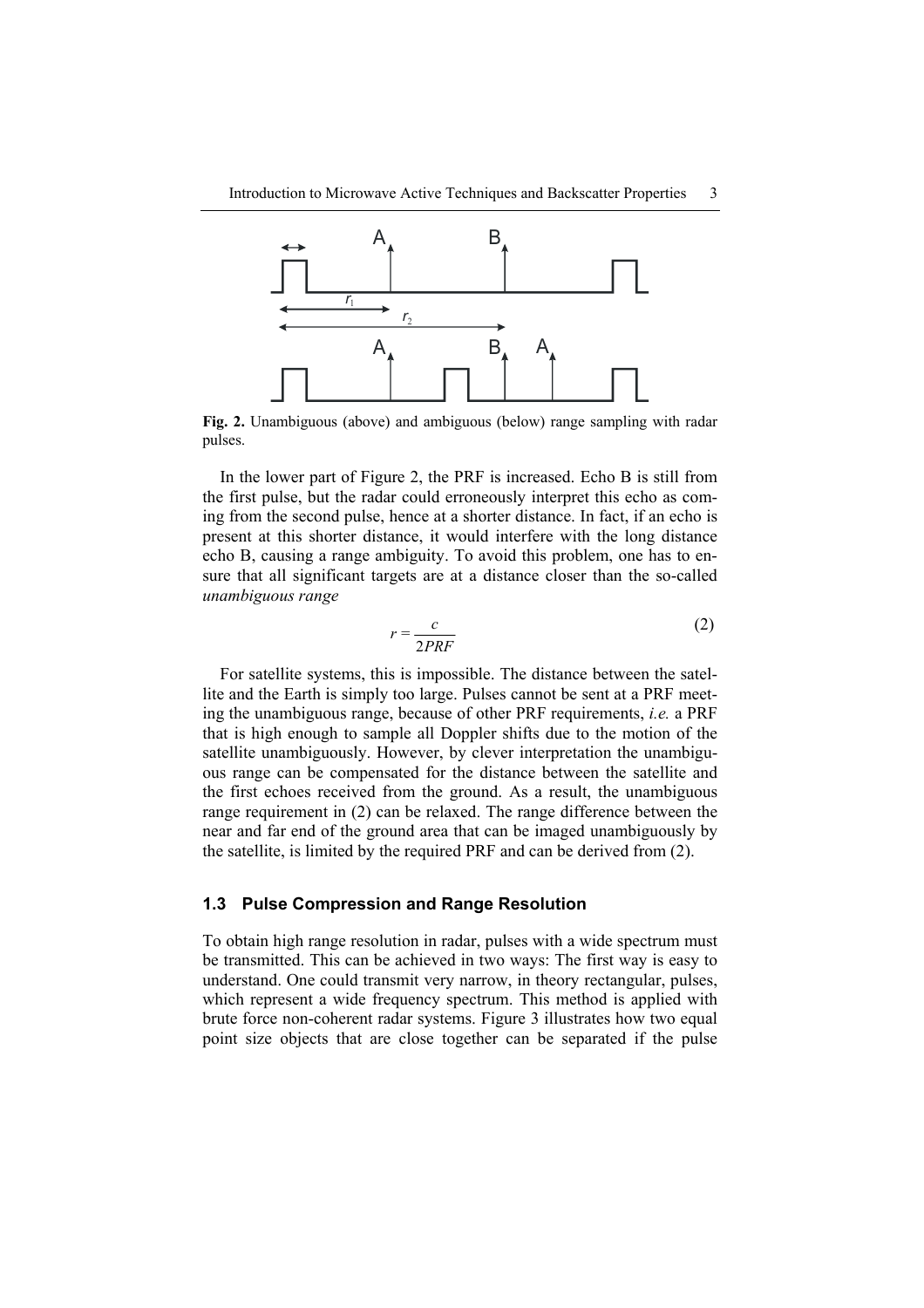A B

$r_1$

$r_2$

A B A

**Fig. 2.** Unambiguous (above) and ambiguous (below) range sampling with radar pulses.

In the lower part of Figure 2, the PRF is increased. Echo B is still from the first pulse, but the radar could erroneously interpret this echo as coming from the second pulse, hence at a shorter distance. In fact, if an echo is present at this shorter distance, it would interfere with the long distance echo B, causing a range ambiguity. To avoid this problem, one has to ensure that all significant targets are at a distance closer than the so-called *unambiguous range*

$$r = \frac{c}{2PRF} \tag{2}$$

For satellite systems, this is impossible. The distance between the satellite and the Earth is simply too large. Pulses cannot be sent at a PRF meeting the unambiguous range, because of other PRF requirements, *i.e.* a PRF that is high enough to sample all Doppler shifts due to the motion of the satellite unambiguously. However, by clever interpretation the unambiguous range can be compensated for the distance between the satellite and the first echoes received from the ground. As a result, the unambiguous range requirement in (2) can be relaxed. The range difference between the near and far end of the ground area that can be imaged unambiguously by the satellite, is limited by the required PRF and can be derived from (2).

### 1.3 Pulse Compression and Range Resolution

To obtain high range resolution in radar, pulses with a wide spectrum must be transmitted. This can be achieved in two ways: The first way is easy to understand. One could transmit very narrow, in theory rectangular, pulses, which represent a wide frequency spectrum. This method is applied with brute force non-coherent radar systems. Figure 3 illustrates how two equal point size objects that are close together can be separated if the pulse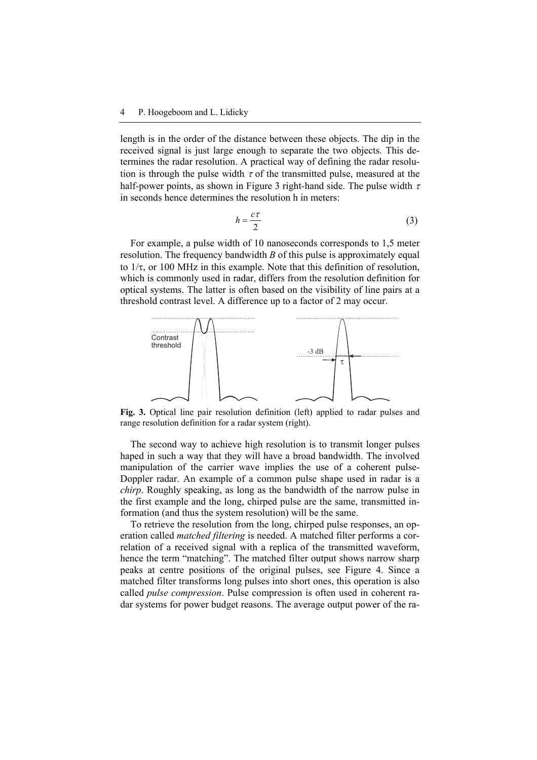length is in the order of the distance between these objects. The dip in the received signal is just large enough to separate the two objects. This determines the radar resolution. A practical way of defining the radar resolution is through the pulse width $\tau$ of the transmitted pulse, measured at the half-power points, as shown in Figure 3 right-hand side. The pulse width $\tau$ in seconds hence determines the resolution h in meters:

$$h = \frac{c\tau}{2} \tag{3}$$

For example, a pulse width of 10 nanoseconds corresponds to 1,5 meter resolution. The frequency bandwidth $B$ of this pulse is approximately equal to $1/\tau$, or 100 MHz in this example. Note that this definition of resolution, which is commonly used in radar, differs from the resolution definition for optical systems. The latter is often based on the visibility of line pairs at a threshold contrast level. A difference up to a factor of 2 may occur.

**Fig. 3.** Optical line pair resolution definition (left) applied to radar pulses and range resolution definition for a radar system (right).

The second way to achieve high resolution is to transmit longer pulses haped in such a way that they will have a broad bandwidth. The involved manipulation of the carrier wave implies the use of a coherent pulse-Doppler radar. An example of a common pulse shape used in radar is a *chirp*. Roughly speaking, as long as the bandwidth of the narrow pulse in the first example and the long, chirped pulse are the same, transmitted information (and thus the system resolution) will be the same.

To retrieve the resolution from the long, chirped pulse responses, an operation called *matched filtering* is needed. A matched filter performs a correlation of a received signal with a replica of the transmitted waveform, hence the term "matching". The matched filter output shows narrow sharp peaks at centre positions of the original pulses, see Figure 4. Since a matched filter transforms long pulses into short ones, this operation is also called *pulse compression*. Pulse compression is often used in coherent radar systems for power budget reasons. The average output power of the ra-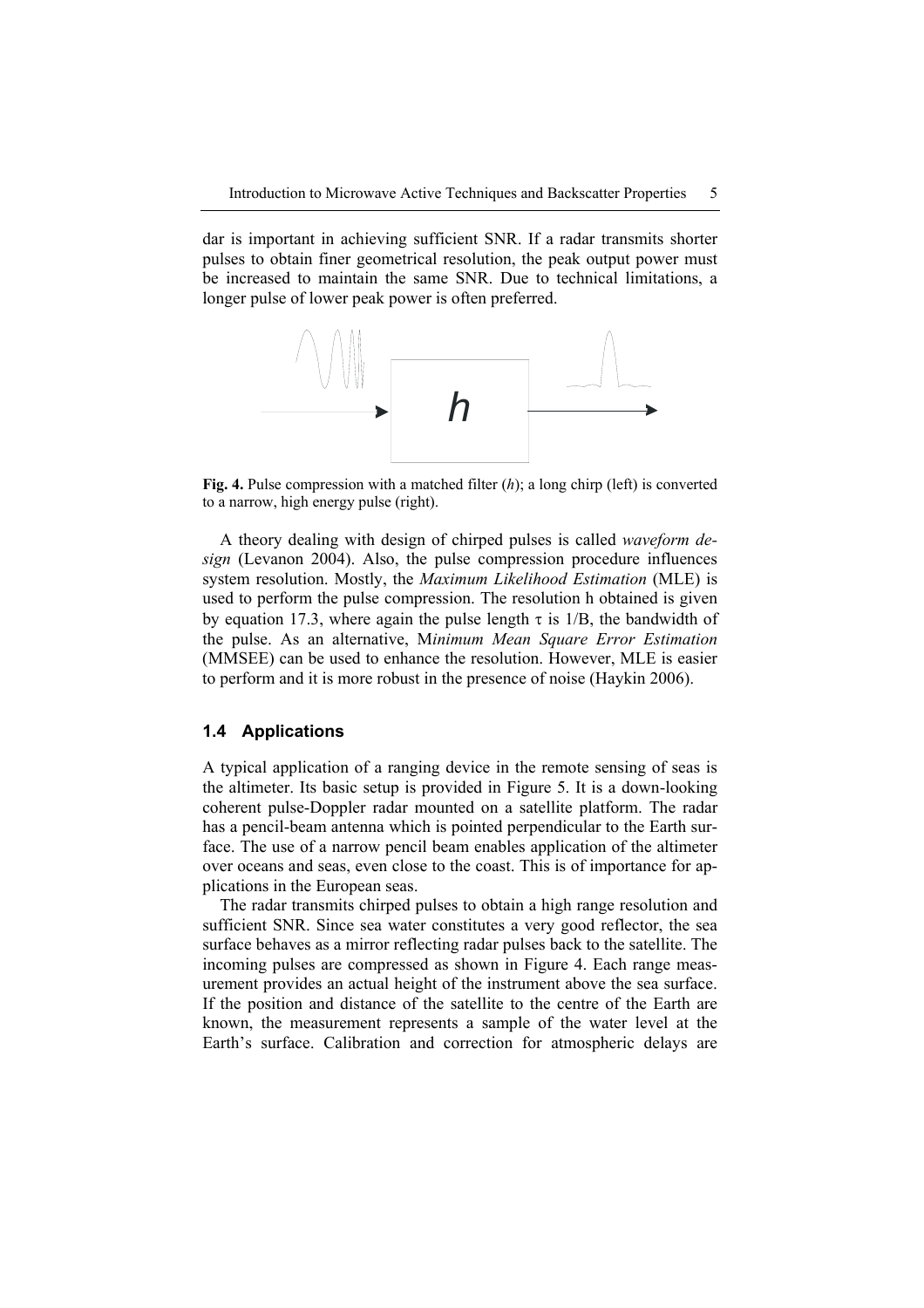dar is important in achieving sufficient SNR. If a radar transmits shorter pulses to obtain finer geometrical resolution, the peak output power must be increased to maintain the same SNR. Due to technical limitations, a longer pulse of lower peak power is often preferred.

**Fig. 4.** Pulse compression with a matched filter ($h$); a long chirp (left) is converted to a narrow, high energy pulse (right).

A theory dealing with design of chirped pulses is called *waveform design* (Levanon 2004). Also, the pulse compression procedure influences system resolution. Mostly, the *Maximum Likelihood Estimation* (MLE) is used to perform the pulse compression. The resolution h obtained is given by equation 17.3, where again the pulse length $\tau$ is 1/B, the bandwidth of the pulse. As an alternative, M*inimum Mean Square Error Estimation* (MMSEE) can be used to enhance the resolution. However, MLE is easier to perform and it is more robust in the presence of noise (Haykin 2006).

### 1.4 Applications

A typical application of a ranging device in the remote sensing of seas is the altimeter. Its basic setup is provided in Figure 5. It is a down-looking coherent pulse-Doppler radar mounted on a satellite platform. The radar has a pencil-beam antenna which is pointed perpendicular to the Earth surface. The use of a narrow pencil beam enables application of the altimeter over oceans and seas, even close to the coast. This is of importance for applications in the European seas.

The radar transmits chirped pulses to obtain a high range resolution and sufficient SNR. Since sea water constitutes a very good reflector, the sea surface behaves as a mirror reflecting radar pulses back to the satellite. The incoming pulses are compressed as shown in Figure 4. Each range measurement provides an actual height of the instrument above the sea surface. If the position and distance of the satellite to the centre of the Earth are known, the measurement represents a sample of the water level at the Earth's surface. Calibration and correction for atmospheric delays are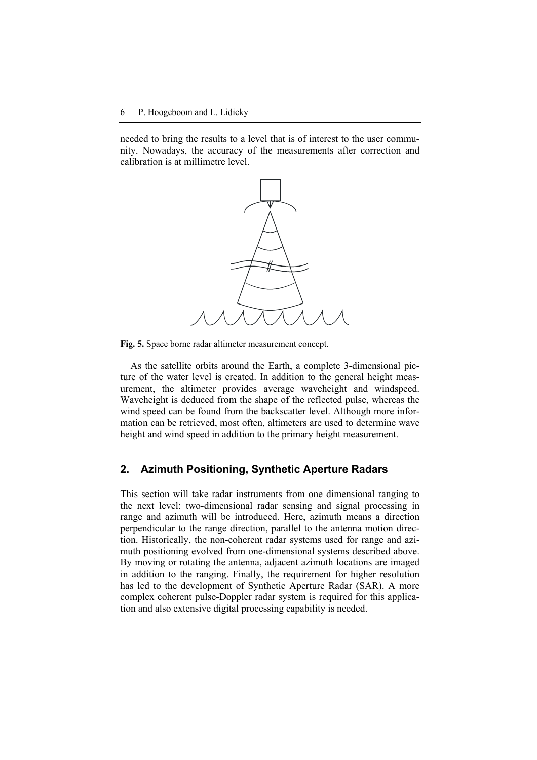needed to bring the results to a level that is of interest to the user community. Nowadays, the accuracy of the measurements after correction and calibration is at millimetre level.

**Fig. 5.** Space borne radar altimeter measurement concept.

As the satellite orbits around the Earth, a complete 3-dimensional picture of the water level is created. In addition to the general height measurement, the altimeter provides average waveheight and windspeed. Waveheight is deduced from the shape of the reflected pulse, whereas the wind speed can be found from the backscatter level. Although more information can be retrieved, most often, altimeters are used to determine wave height and wind speed in addition to the primary height measurement.

## 2. Azimuth Positioning, Synthetic Aperture Radars

This section will take radar instruments from one dimensional ranging to the next level: two-dimensional radar sensing and signal processing in range and azimuth will be introduced. Here, azimuth means a direction perpendicular to the range direction, parallel to the antenna motion direction. Historically, the non-coherent radar systems used for range and azimuth positioning evolved from one-dimensional systems described above. By moving or rotating the antenna, adjacent azimuth locations are imaged in addition to the ranging. Finally, the requirement for higher resolution has led to the development of Synthetic Aperture Radar (SAR). A more complex coherent pulse-Doppler radar system is required for this application and also extensive digital processing capability is needed.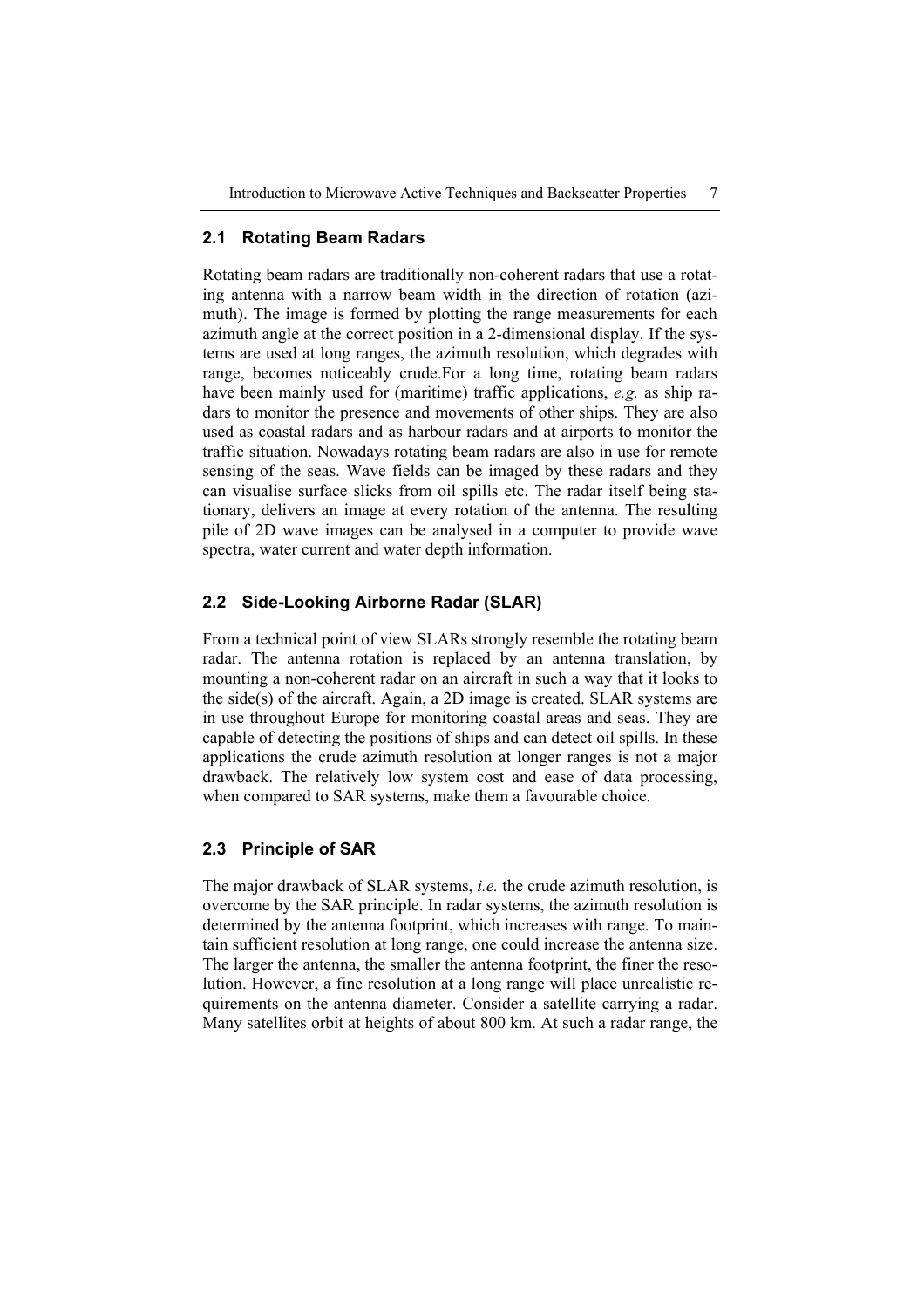## 2.1 Rotating Beam Radars

Rotating beam radars are traditionally non-coherent radars that use a rotating antenna with a narrow beam width in the direction of rotation (azimuth). The image is formed by plotting the range measurements for each azimuth angle at the correct position in a 2-dimensional display. If the systems are used at long ranges, the azimuth resolution, which degrades with range, becomes noticeably crude.For a long time, rotating beam radars have been mainly used for (maritime) traffic applications, *e.g.* as ship radars to monitor the presence and movements of other ships. They are also used as coastal radars and as harbour radars and at airports to monitor the traffic situation. Nowadays rotating beam radars are also in use for remote sensing of the seas. Wave fields can be imaged by these radars and they can visualise surface slicks from oil spills etc. The radar itself being stationary, delivers an image at every rotation of the antenna. The resulting pile of 2D wave images can be analysed in a computer to provide wave spectra, water current and water depth information.

## 2.2 Side-Looking Airborne Radar (SLAR)

From a technical point of view SLARs strongly resemble the rotating beam radar. The antenna rotation is replaced by an antenna translation, by mounting a non-coherent radar on an aircraft in such a way that it looks to the side(s) of the aircraft. Again, a 2D image is created. SLAR systems are in use throughout Europe for monitoring coastal areas and seas. They are capable of detecting the positions of ships and can detect oil spills. In these applications the crude azimuth resolution at longer ranges is not a major drawback. The relatively low system cost and ease of data processing, when compared to SAR systems, make them a favourable choice.

## 2.3 Principle of SAR

The major drawback of SLAR systems, *i.e.* the crude azimuth resolution, is overcome by the SAR principle. In radar systems, the azimuth resolution is determined by the antenna footprint, which increases with range. To maintain sufficient resolution at long range, one could increase the antenna size. The larger the antenna, the smaller the antenna footprint, the finer the resolution. However, a fine resolution at a long range will place unrealistic requirements on the antenna diameter. Consider a satellite carrying a radar. Many satellites orbit at heights of about 800 km. At such a radar range, the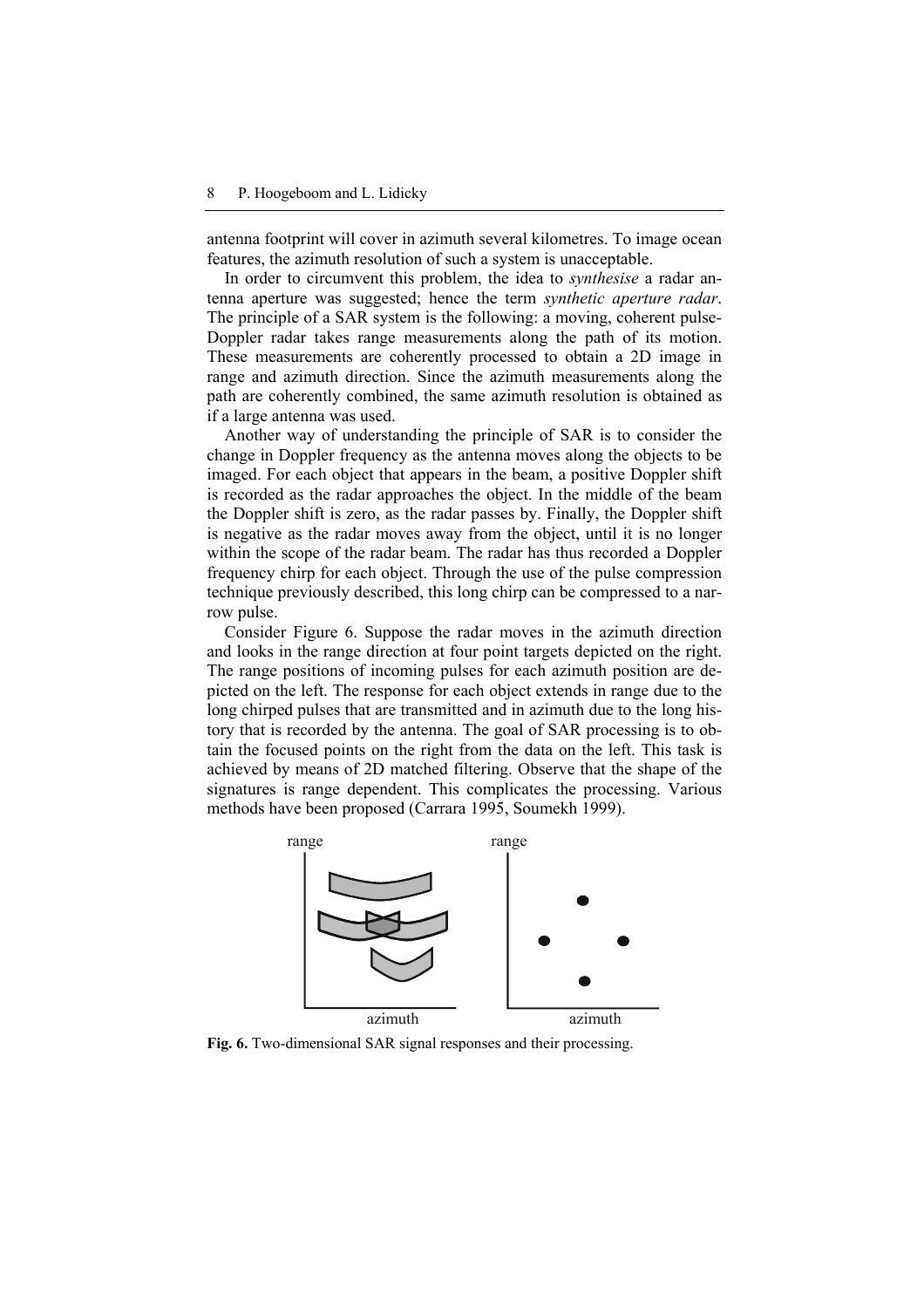antenna footprint will cover in azimuth several kilometres. To image ocean features, the azimuth resolution of such a system is unacceptable.

In order to circumvent this problem, the idea to *synthesise* a radar antenna aperture was suggested; hence the term *synthetic aperture radar*. The principle of a SAR system is the following: a moving, coherent pulse-Doppler radar takes range measurements along the path of its motion. These measurements are coherently processed to obtain a 2D image in range and azimuth direction. Since the azimuth measurements along the path are coherently combined, the same azimuth resolution is obtained as if a large antenna was used.

Another way of understanding the principle of SAR is to consider the change in Doppler frequency as the antenna moves along the objects to be imaged. For each object that appears in the beam, a positive Doppler shift is recorded as the radar approaches the object. In the middle of the beam the Doppler shift is zero, as the radar passes by. Finally, the Doppler shift is negative as the radar moves away from the object, until it is no longer within the scope of the radar beam. The radar has thus recorded a Doppler frequency chirp for each object. Through the use of the pulse compression technique previously described, this long chirp can be compressed to a narrow pulse.

Consider Figure 6. Suppose the radar moves in the azimuth direction and looks in the range direction at four point targets depicted on the right. The range positions of incoming pulses for each azimuth position are depicted on the left. The response for each object extends in range due to the long chirped pulses that are transmitted and in azimuth due to the long history that is recorded by the antenna. The goal of SAR processing is to obtain the focused points on the right from the data on the left. This task is achieved by means of 2D matched filtering. Observe that the shape of the signatures is range dependent. This complicates the processing. Various methods have been proposed (Carrara 1995, Soumekh 1999).

**Fig. 6.** Two-dimensional SAR signal responses and their processing.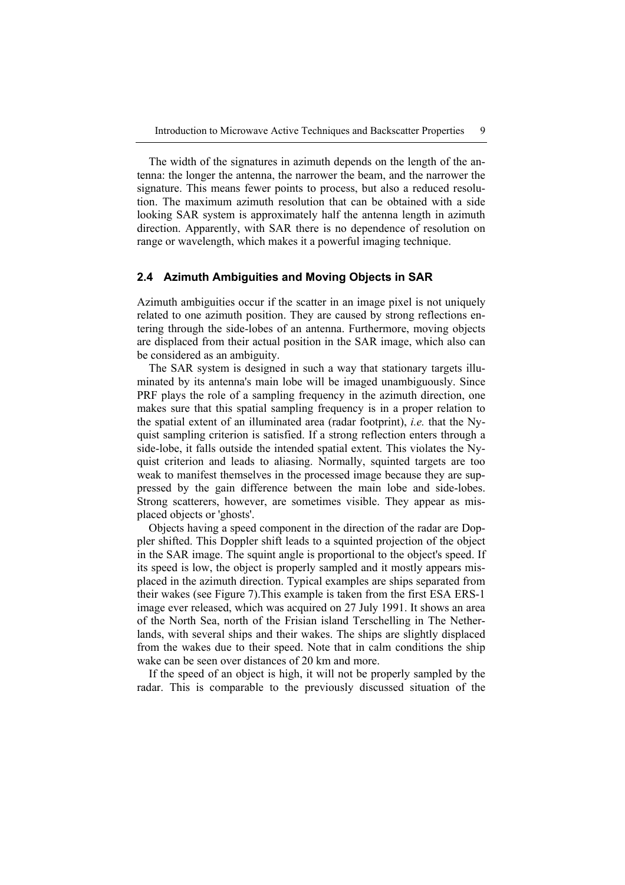The width of the signatures in azimuth depends on the length of the antenna: the longer the antenna, the narrower the beam, and the narrower the signature. This means fewer points to process, but also a reduced resolution. The maximum azimuth resolution that can be obtained with a side looking SAR system is approximately half the antenna length in azimuth direction. Apparently, with SAR there is no dependence of resolution on range or wavelength, which makes it a powerful imaging technique.

## 2.4 Azimuth Ambiguities and Moving Objects in SAR

Azimuth ambiguities occur if the scatter in an image pixel is not uniquely related to one azimuth position. They are caused by strong reflections entering through the side-lobes of an antenna. Furthermore, moving objects are displaced from their actual position in the SAR image, which also can be considered as an ambiguity.

The SAR system is designed in such a way that stationary targets illuminated by its antenna's main lobe will be imaged unambiguously. Since PRF plays the role of a sampling frequency in the azimuth direction, one makes sure that this spatial sampling frequency is in a proper relation to the spatial extent of an illuminated area (radar footprint), *i.e.* that the Nyquist sampling criterion is satisfied. If a strong reflection enters through a side-lobe, it falls outside the intended spatial extent. This violates the Nyquist criterion and leads to aliasing. Normally, squinted targets are too weak to manifest themselves in the processed image because they are suppressed by the gain difference between the main lobe and side-lobes. Strong scatterers, however, are sometimes visible. They appear as misplaced objects or 'ghosts'.

Objects having a speed component in the direction of the radar are Doppler shifted. This Doppler shift leads to a squinted projection of the object in the SAR image. The squint angle is proportional to the object's speed. If its speed is low, the object is properly sampled and it mostly appears misplaced in the azimuth direction. Typical examples are ships separated from their wakes (see Figure 7).This example is taken from the first ESA ERS-1 image ever released, which was acquired on 27 July 1991. It shows an area of the North Sea, north of the Frisian island Terschelling in The Netherlands, with several ships and their wakes. The ships are slightly displaced from the wakes due to their speed. Note that in calm conditions the ship wake can be seen over distances of 20 km and more.

If the speed of an object is high, it will not be properly sampled by the radar. This is comparable to the previously discussed situation of the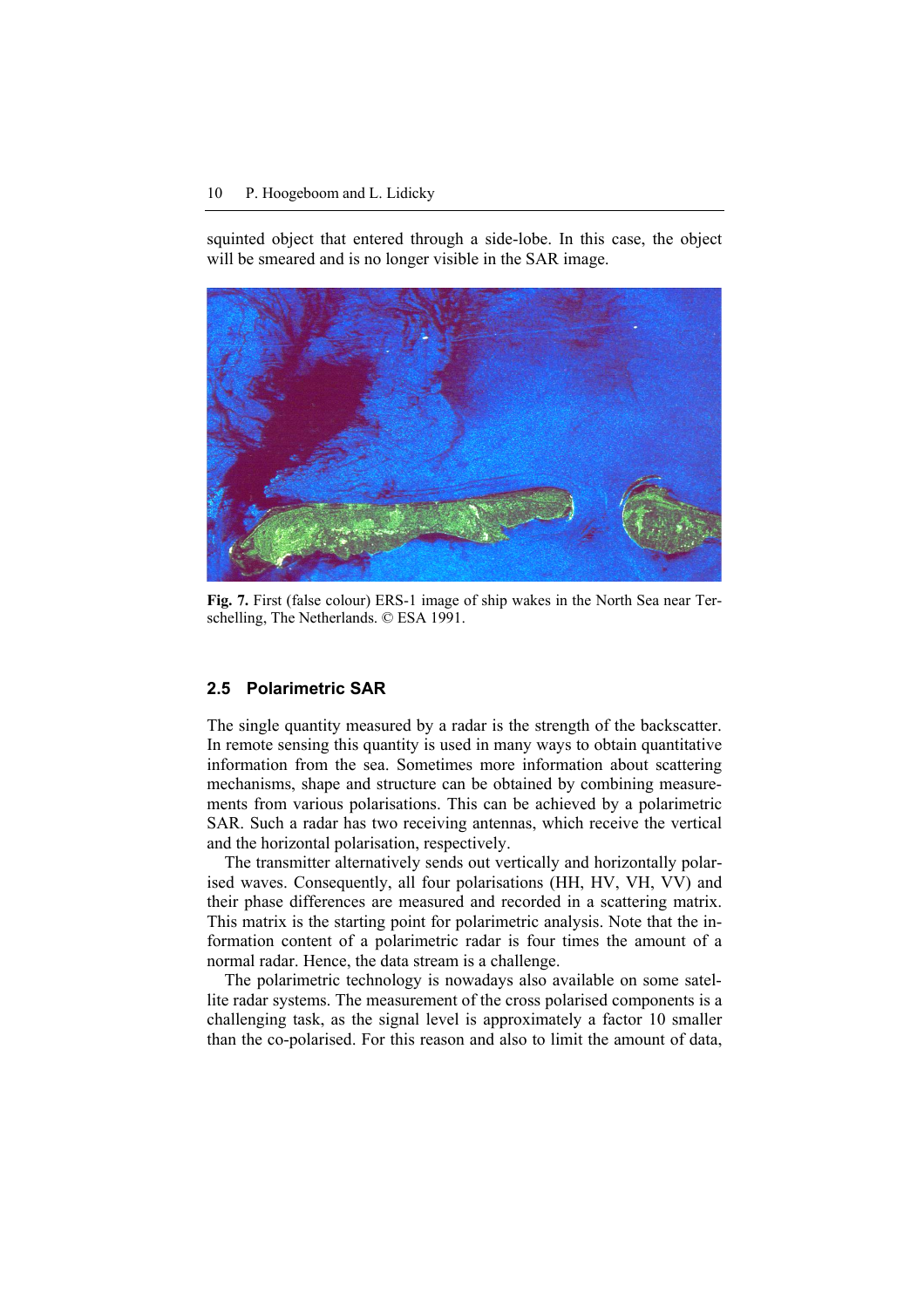squinted object that entered through a side-lobe. In this case, the object will be smeared and is no longer visible in the SAR image.

**Fig. 7.** First (false colour) ERS-1 image of ship wakes in the North Sea near Terschelling, The Netherlands. © ESA 1991.

## 2.5 Polarimetric SAR

The single quantity measured by a radar is the strength of the backscatter. In remote sensing this quantity is used in many ways to obtain quantitative information from the sea. Sometimes more information about scattering mechanisms, shape and structure can be obtained by combining measurements from various polarisations. This can be achieved by a polarimetric SAR. Such a radar has two receiving antennas, which receive the vertical and the horizontal polarisation, respectively.

The transmitter alternatively sends out vertically and horizontally polarised waves. Consequently, all four polarisations (HH, HV, VH, VV) and their phase differences are measured and recorded in a scattering matrix. This matrix is the starting point for polarimetric analysis. Note that the information content of a polarimetric radar is four times the amount of a normal radar. Hence, the data stream is a challenge.

The polarimetric technology is nowadays also available on some satellite radar systems. The measurement of the cross polarised components is a challenging task, as the signal level is approximately a factor 10 smaller than the co-polarised. For this reason and also to limit the amount of data,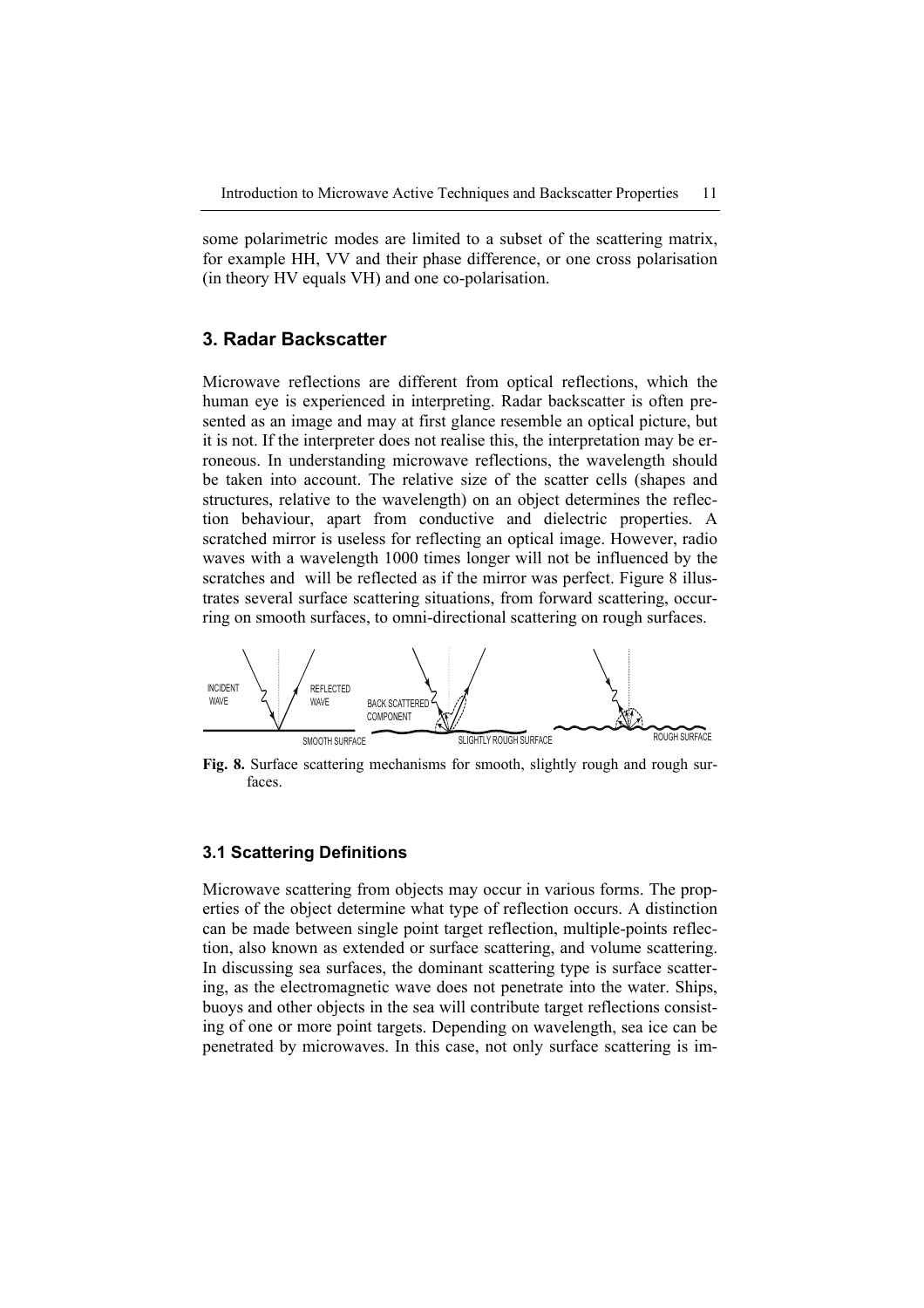some polarimetric modes are limited to a subset of the scattering matrix, for example HH, VV and their phase difference, or one cross polarisation (in theory HV equals VH) and one co-polarisation.

## 3. Radar Backscatter

Microwave reflections are different from optical reflections, which the human eye is experienced in interpreting. Radar backscatter is often presented as an image and may at first glance resemble an optical picture, but it is not. If the interpreter does not realise this, the interpretation may be erroneous. In understanding microwave reflections, the wavelength should be taken into account. The relative size of the scatter cells (shapes and structures, relative to the wavelength) on an object determines the reflection behaviour, apart from conductive and dielectric properties. A scratched mirror is useless for reflecting an optical image. However, radio waves with a wavelength 1000 times longer will not be influenced by the scratches and will be reflected as if the mirror was perfect. Figure 8 illustrates several surface scattering situations, from forward scattering, occurring on smooth surfaces, to omni-directional scattering on rough surfaces.

INCIDENT WAVE REFLECTED WAVE SMOOTH SURFACE BACK SCATTERED COMPONENT SLIGHTLY ROUGH SURFACE ROUGH SURFACE

**Fig. 8.** Surface scattering mechanisms for smooth, slightly rough and rough surfaces.

### 3.1 Scattering Definitions

Microwave scattering from objects may occur in various forms. The properties of the object determine what type of reflection occurs. A distinction can be made between single point target reflection, multiple-points reflection, also known as extended or surface scattering, and volume scattering. In discussing sea surfaces, the dominant scattering type is surface scattering, as the electromagnetic wave does not penetrate into the water. Ships, buoys and other objects in the sea will contribute target reflections consisting of one or more point targets. Depending on wavelength, sea ice can be penetrated by microwaves. In this case, not only surface scattering is im-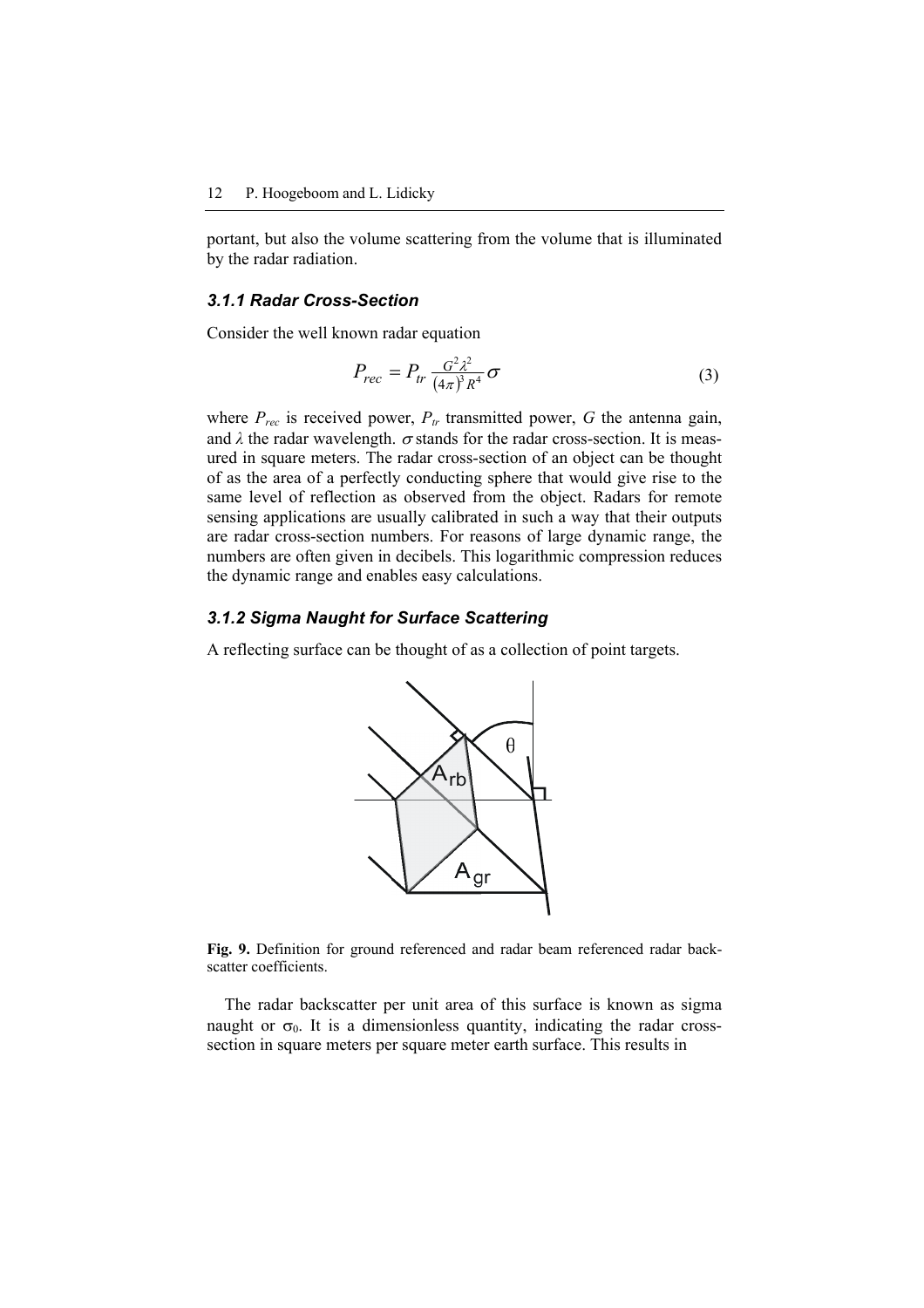portant, but also the volume scattering from the volume that is illuminated by the radar radiation.

### *3.1.1 Radar Cross-Section*

Consider the well known radar equation

$$P_{rec} = P_{tr} \frac{G^2 \lambda^2}{(4\pi)^3 R^4} \sigma \tag{3}$$

where $P_{rec}$ is received power, $P_{tr}$ transmitted power, $G$ the antenna gain, and $\lambda$ the radar wavelength. $\sigma$ stands for the radar cross-section. It is measured in square meters. The radar cross-section of an object can be thought of as the area of a perfectly conducting sphere that would give rise to the same level of reflection as observed from the object. Radars for remote sensing applications are usually calibrated in such a way that their outputs are radar cross-section numbers. For reasons of large dynamic range, the numbers are often given in decibels. This logarithmic compression reduces the dynamic range and enables easy calculations.

### *3.1.2 Sigma Naught for Surface Scattering*

A reflecting surface can be thought of as a collection of point targets.

**Fig. 9.** Definition for ground referenced and radar beam referenced radar backscatter coefficients.

The radar backscatter per unit area of this surface is known as sigma naught or $\sigma_0$. It is a dimensionless quantity, indicating the radar cross-section in square meters per square meter earth surface. This results in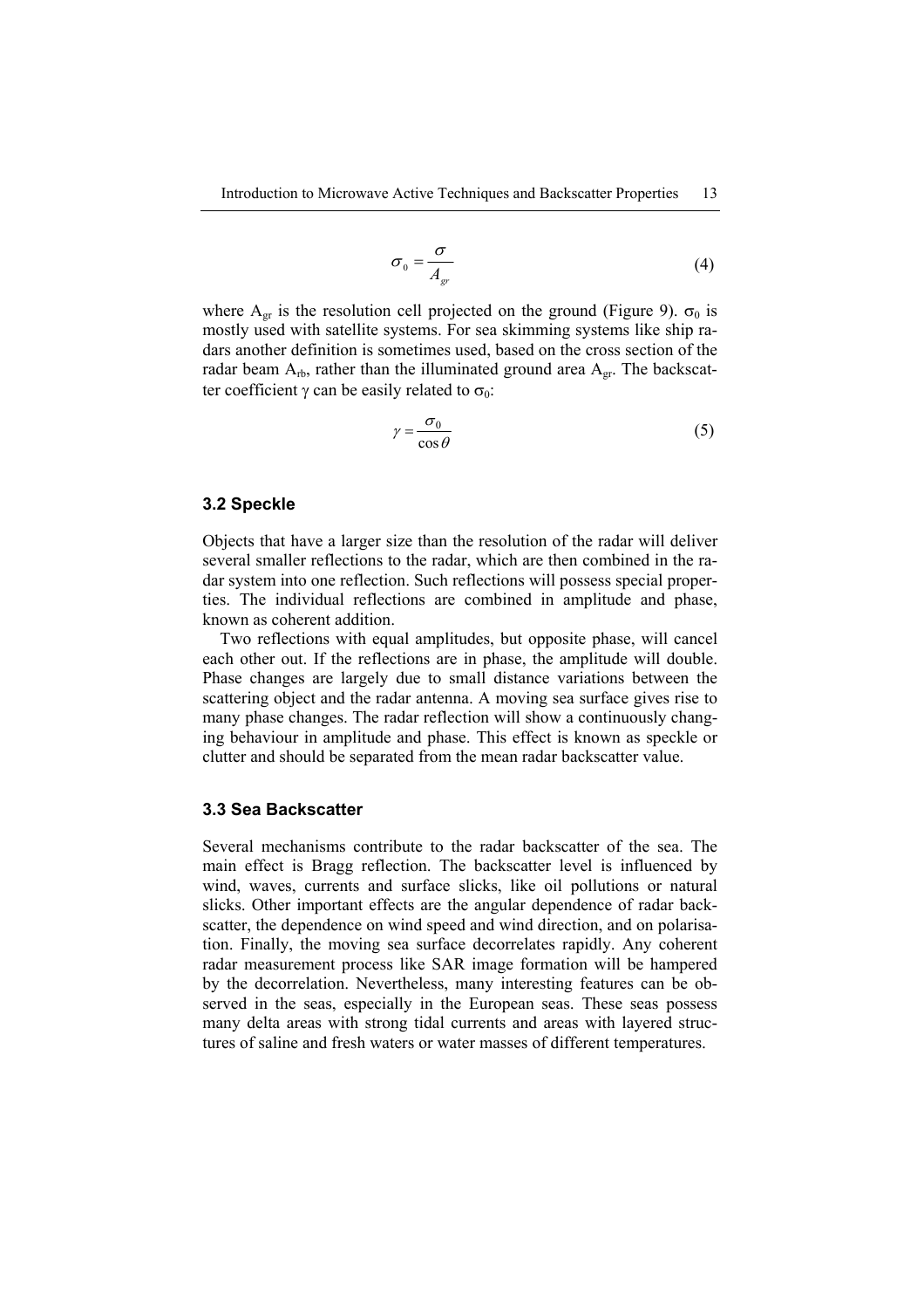$$\sigma_0 = \frac{\sigma}{A_{gr}} \tag{4}$$

where $A_{gr}$ is the resolution cell projected on the ground (Figure 9). $\sigma_0$ is mostly used with satellite systems. For sea skimming systems like ship radars another definition is sometimes used, based on the cross section of the radar beam $A_{rb}$, rather than the illuminated ground area $A_{gr}$. The backscatter coefficient $\gamma$ can be easily related to $\sigma_0$:

$$\gamma = \frac{\sigma_0}{\cos\theta} \tag{5}$$

### 3.2 Speckle

Objects that have a larger size than the resolution of the radar will deliver several smaller reflections to the radar, which are then combined in the radar system into one reflection. Such reflections will possess special properties. The individual reflections are combined in amplitude and phase, known as coherent addition.

Two reflections with equal amplitudes, but opposite phase, will cancel each other out. If the reflections are in phase, the amplitude will double. Phase changes are largely due to small distance variations between the scattering object and the radar antenna. A moving sea surface gives rise to many phase changes. The radar reflection will show a continuously changing behaviour in amplitude and phase. This effect is known as speckle or clutter and should be separated from the mean radar backscatter value.

### 3.3 Sea Backscatter

Several mechanisms contribute to the radar backscatter of the sea. The main effect is Bragg reflection. The backscatter level is influenced by wind, waves, currents and surface slicks, like oil pollutions or natural slicks. Other important effects are the angular dependence of radar backscatter, the dependence on wind speed and wind direction, and on polarisation. Finally, the moving sea surface decorrelates rapidly. Any coherent radar measurement process like SAR image formation will be hampered by the decorrelation. Nevertheless, many interesting features can be observed in the seas, especially in the European seas. These seas possess many delta areas with strong tidal currents and areas with layered structures of saline and fresh waters or water masses of different temperatures.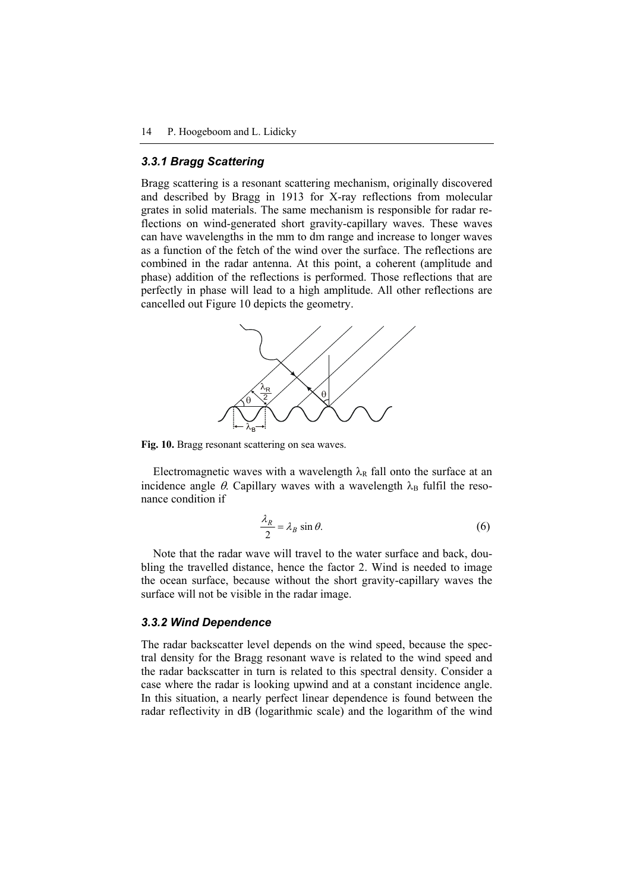### 3.3.1 Bragg Scattering

Bragg scattering is a resonant scattering mechanism, originally discovered and described by Bragg in 1913 for X-ray reflections from molecular grates in solid materials. The same mechanism is responsible for radar reflections on wind-generated short gravity-capillary waves. These waves can have wavelengths in the mm to dm range and increase to longer waves as a function of the fetch of the wind over the surface. The reflections are combined in the radar antenna. At this point, a coherent (amplitude and phase) addition of the reflections is performed. Those reflections that are perfectly in phase will lead to a high amplitude. All other reflections are cancelled out Figure 10 depicts the geometry.

**Fig. 10.** Bragg resonant scattering on sea waves.

Electromagnetic waves with a wavelength $\lambda_R$ fall onto the surface at an incidence angle $\theta$. Capillary waves with a wavelength $\lambda_B$ fulfil the resonance condition if

$$\frac{\lambda_R}{2} = \lambda_B \sin\theta. \tag{6}$$

Note that the radar wave will travel to the water surface and back, doubling the travelled distance, hence the factor 2. Wind is needed to image the ocean surface, because without the short gravity-capillary waves the surface will not be visible in the radar image.

### 3.3.2 Wind Dependence

The radar backscatter level depends on the wind speed, because the spectral density for the Bragg resonant wave is related to the wind speed and the radar backscatter in turn is related to this spectral density. Consider a case where the radar is looking upwind and at a constant incidence angle. In this situation, a nearly perfect linear dependence is found between the radar reflectivity in dB (logarithmic scale) and the logarithm of the wind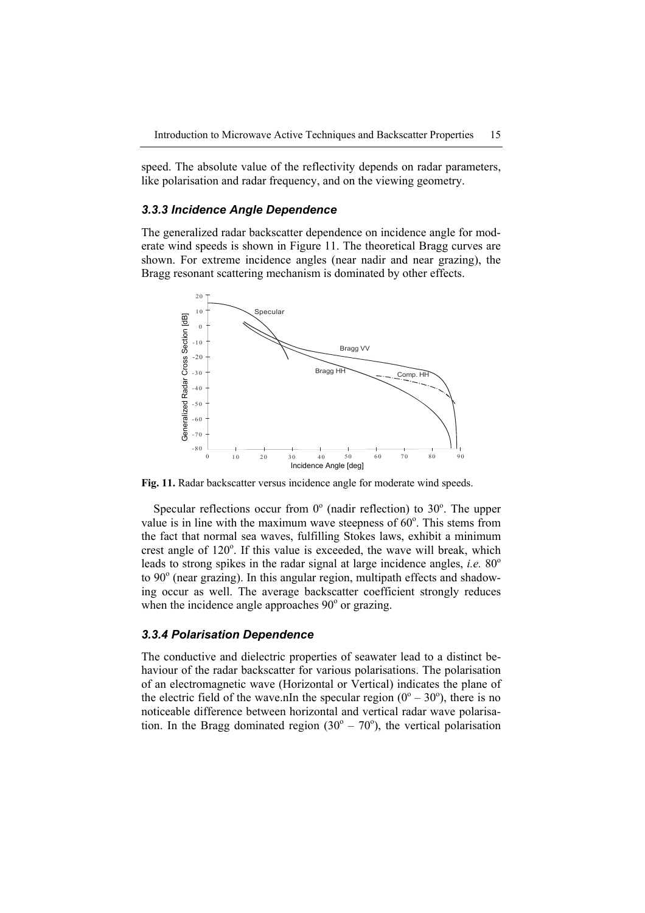speed. The absolute value of the reflectivity depends on radar parameters, like polarisation and radar frequency, and on the viewing geometry.

### *3.3.3 Incidence Angle Dependence*

The generalized radar backscatter dependence on incidence angle for moderate wind speeds is shown in Figure 11. The theoretical Bragg curves are shown. For extreme incidence angles (near nadir and near grazing), the Bragg resonant scattering mechanism is dominated by other effects.

**Fig. 11.** Radar backscatter versus incidence angle for moderate wind speeds.

Specular reflections occur from $0^o$ (nadir reflection) to $30^o$. The upper value is in line with the maximum wave steepness of $60^o$. This stems from the fact that normal sea waves, fulfilling Stokes laws, exhibit a minimum crest angle of $120^o$. If this value is exceeded, the wave will break, which leads to strong spikes in the radar signal at large incidence angles, *i.e.* $80^o$ to $90^o$ (near grazing). In this angular region, multipath effects and shadowing occur as well. The average backscatter coefficient strongly reduces when the incidence angle approaches $90^o$ or grazing.

### *3.3.4 Polarisation Dependence*

The conductive and dielectric properties of seawater lead to a distinct behaviour of the radar backscatter for various polarisations. The polarisation of an electromagnetic wave (Horizontal or Vertical) indicates the plane of the electric field of the wave.nIn the specular region ($0^o$ – $30^o$), there is no noticeable difference between horizontal and vertical radar wave polarisation. In the Bragg dominated region ($30^o$ – $70^o$), the vertical polarisation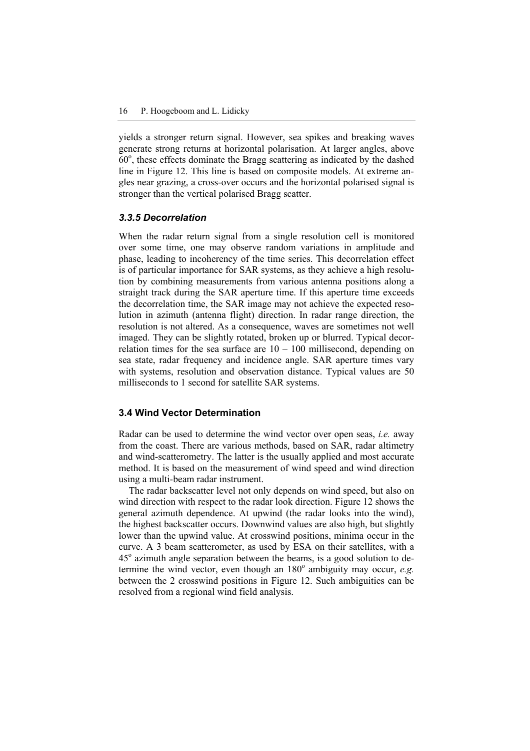yields a stronger return signal. However, sea spikes and breaking waves generate strong returns at horizontal polarisation. At larger angles, above $60^o$, these effects dominate the Bragg scattering as indicated by the dashed line in Figure 12. This line is based on composite models. At extreme angles near grazing, a cross-over occurs and the horizontal polarised signal is stronger than the vertical polarised Bragg scatter.

### *3.3.5 Decorrelation*

When the radar return signal from a single resolution cell is monitored over some time, one may observe random variations in amplitude and phase, leading to incoherency of the time series. This decorrelation effect is of particular importance for SAR systems, as they achieve a high resolution by combining measurements from various antenna positions along a straight track during the SAR aperture time. If this aperture time exceeds the decorrelation time, the SAR image may not achieve the expected resolution in azimuth (antenna flight) direction. In radar range direction, the resolution is not altered. As a consequence, waves are sometimes not well imaged. They can be slightly rotated, broken up or blurred. Typical decorrelation times for the sea surface are 10 – 100 millisecond, depending on sea state, radar frequency and incidence angle. SAR aperture times vary with systems, resolution and observation distance. Typical values are 50 milliseconds to 1 second for satellite SAR systems.

## 3.4 Wind Vector Determination

Radar can be used to determine the wind vector over open seas, *i.e.* away from the coast. There are various methods, based on SAR, radar altimetry and wind-scatterometry. The latter is the usually applied and most accurate method. It is based on the measurement of wind speed and wind direction using a multi-beam radar instrument.

The radar backscatter level not only depends on wind speed, but also on wind direction with respect to the radar look direction. Figure 12 shows the general azimuth dependence. At upwind (the radar looks into the wind), the highest backscatter occurs. Downwind values are also high, but slightly lower than the upwind value. At crosswind positions, minima occur in the curve. A 3 beam scatterometer, as used by ESA on their satellites, with a $45^o$ azimuth angle separation between the beams, is a good solution to determine the wind vector, even though an $180^o$ ambiguity may occur, *e.g.* between the 2 crosswind positions in Figure 12. Such ambiguities can be resolved from a regional wind field analysis.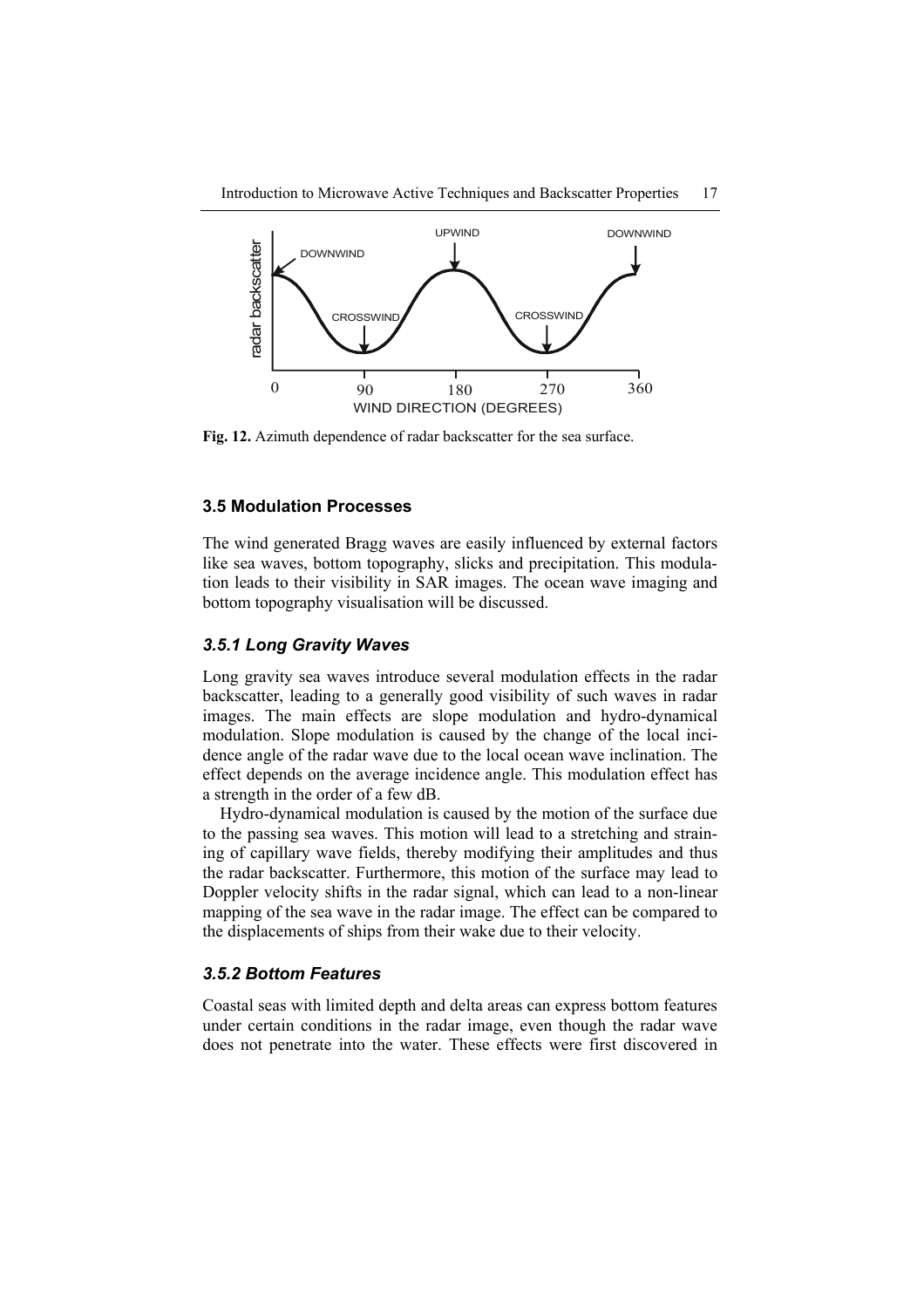Fig. 12. Azimuth dependence of radar backscatter for the sea surface.

### 3.5 Modulation Processes

The wind generated Bragg waves are easily influenced by external factors like sea waves, bottom topography, slicks and precipitation. This modulation leads to their visibility in SAR images. The ocean wave imaging and bottom topography visualisation will be discussed.

#### *3.5.1 Long Gravity Waves*

Long gravity sea waves introduce several modulation effects in the radar backscatter, leading to a generally good visibility of such waves in radar images. The main effects are slope modulation and hydro-dynamical modulation. Slope modulation is caused by the change of the local incidence angle of the radar wave due to the local ocean wave inclination. The effect depends on the average incidence angle. This modulation effect has a strength in the order of a few dB.

Hydro-dynamical modulation is caused by the motion of the surface due to the passing sea waves. This motion will lead to a stretching and straining of capillary wave fields, thereby modifying their amplitudes and thus the radar backscatter. Furthermore, this motion of the surface may lead to Doppler velocity shifts in the radar signal, which can lead to a non-linear mapping of the sea wave in the radar image. The effect can be compared to the displacements of ships from their wake due to their velocity.

#### *3.5.2 Bottom Features*

Coastal seas with limited depth and delta areas can express bottom features under certain conditions in the radar image, even though the radar wave does not penetrate into the water. These effects were first discovered in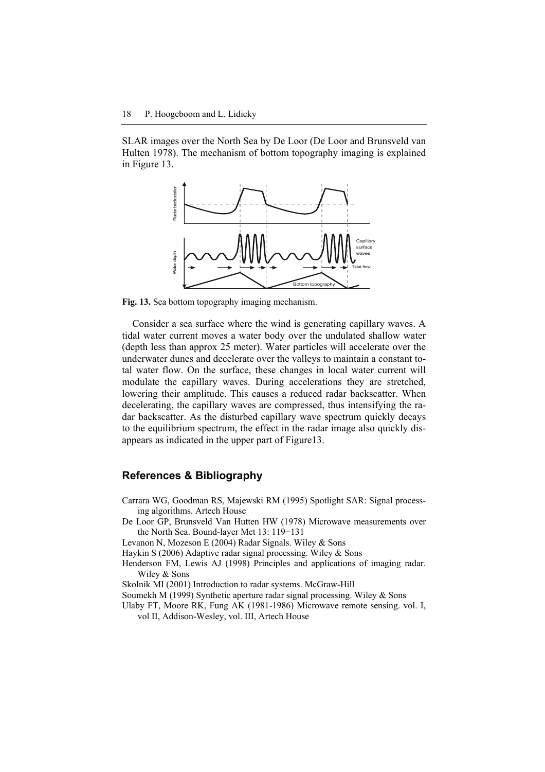SLAR images over the North Sea by De Loor (De Loor and Brunsveld van Hulten 1978). The mechanism of bottom topography imaging is explained in Figure 13.

Radar backscatter

Water depth

Capillary surface waves

Tidal flow

Bottom topography

**Fig. 13.** Sea bottom topography imaging mechanism.

Consider a sea surface where the wind is generating capillary waves. A tidal water current moves a water body over the undulated shallow water (depth less than approx 25 meter). Water particles will accelerate over the underwater dunes and decelerate over the valleys to maintain a constant total water flow. On the surface, these changes in local water current will modulate the capillary waves. During accelerations they are stretched, lowering their amplitude. This causes a reduced radar backscatter. When decelerating, the capillary waves are compressed, thus intensifying the radar backscatter. As the disturbed capillary wave spectrum quickly decays to the equilibrium spectrum, the effect in the radar image also quickly disappears as indicated in the upper part of Figure13.

## References & Bibliography

Carrara WG, Goodman RS, Majewski RM (1995) Spotlight SAR: Signal processing algorithms. Artech House

De Loor GP, Brunsveld Van Hutten HW (1978) Microwave measurements over the North Sea. Bound-layer Met 13: 119−131

Levanon N, Mozeson E (2004) Radar Signals. Wiley & Sons

Haykin S (2006) Adaptive radar signal processing. Wiley & Sons

Henderson FM, Lewis AJ (1998) Principles and applications of imaging radar. Wiley & Sons

Skolnik MI (2001) Introduction to radar systems. McGraw-Hill

Soumekh M (1999) Synthetic aperture radar signal processing. Wiley & Sons

Ulaby FT, Moore RK, Fung AK (1981-1986) Microwave remote sensing. vol. I, vol II, Addison-Wesley, vol. III, Artech House